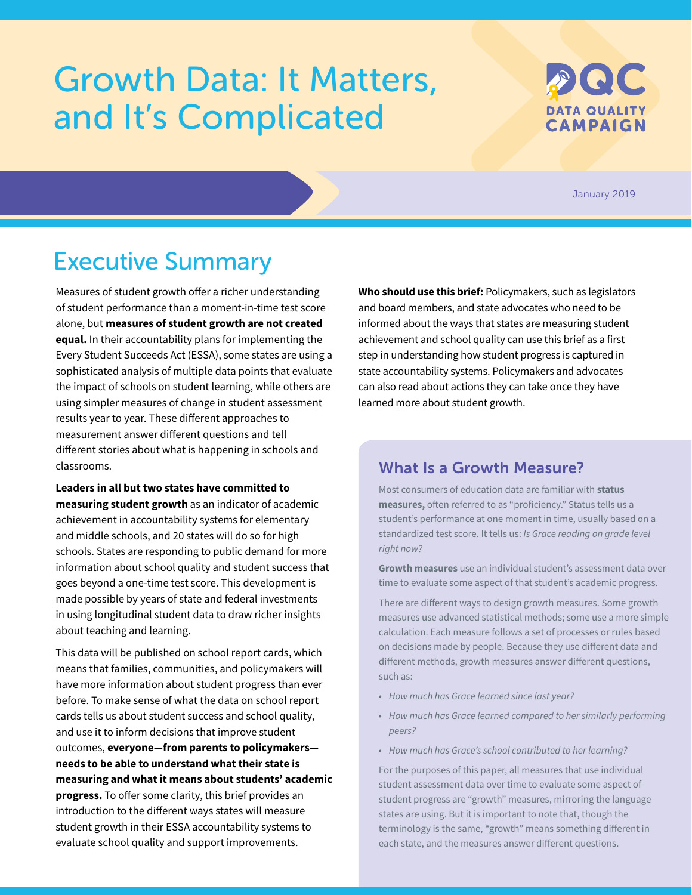# Growth Data: It Matters, and It's Complicated

DATA QUALITY CAMPAIGN

January 2019

## Executive Summary

Measures of student growth offer a richer understanding of student performance than a moment-in-time test score alone, but **measures of student growth are not created equal.** In their accountability plans for implementing the Every Student Succeeds Act (ESSA), some states are using a sophisticated analysis of multiple data points that evaluate the impact of schools on student learning, while others are using simpler measures of change in student assessment results year to year. These different approaches to measurement answer different questions and tell different stories about what is happening in schools and classrooms.

**Leaders in all but two states have committed to measuring student growth** as an indicator of academic achievement in accountability systems for elementary and middle schools, and 20 states will do so for high schools. States are responding to public demand for more information about school quality and student success that goes beyond a one-time test score. This development is made possible by years of state and federal investments in using longitudinal student data to draw richer insights about teaching and learning.

This data will be published on school report cards, which means that families, communities, and policymakers will have more information about student progress than ever before. To make sense of what the data on school report cards tells us about student success and school quality, and use it to inform decisions that improve student outcomes, **everyone—from parents to policymakers—needs to be able to understand what their state is measuring and what it means about students' academic progress.** To offer some clarity, this brief provides an introduction to the different ways states will measure student growth in their ESSA accountability systems to evaluate school quality and support improvements.

**Who should use this brief:** Policymakers, such as legislators and board members, and state advocates who need to be informed about the ways that states are measuring student achievement and school quality can use this brief as a first step in understanding how student progress is captured in state accountability systems. Policymakers and advocates can also read about actions they can take once they have learned more about student growth.

### What Is a Growth Measure?

Most consumers of education data are familiar with **status measures,** often referred to as "proficiency." Status tells us a student's performance at one moment in time, usually based on a standardized test score. It tells us: *Is Grace reading on grade level right now?*

**Growth measures** use an individual student's assessment data over time to evaluate some aspect of that student's academic progress.

There are different ways to design growth measures. Some growth measures use advanced statistical methods; some use a more simple calculation. Each measure follows a set of processes or rules based on decisions made by people. Because they use different data and different methods, growth measures answer different questions, such as:

- *How much has Grace learned since last year?*
- *How much has Grace learned compared to her similarly performing peers?*
- *How much has Grace's school contributed to her learning?*

For the purposes of this paper, all measures that use individual student assessment data over time to evaluate some aspect of student progress are "growth" measures, mirroring the language states are using. But it is important to note that, though the terminology is the same, "growth" means something different in each state, and the measures answer different questions.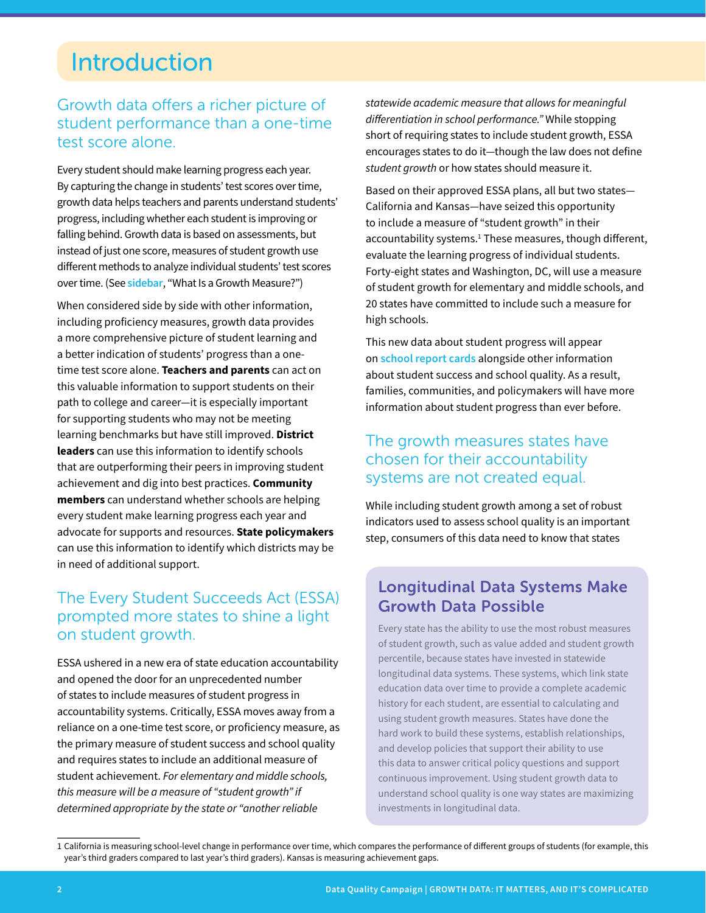# Introduction

## Growth data offers a richer picture of student performance than a one-time test score alone.

Every student should make learning progress each year. By capturing the change in students' test scores over time, growth data helps teachers and parents understand students' progress, including whether each student is improving or falling behind. Growth data is based on assessments, but instead of just one score, measures of student growth use different methods to analyze individual students' test scores over time. (See sidebar, "What Is a Growth Measure?")

When considered side by side with other information, including proficiency measures, growth data provides a more comprehensive picture of student learning and a better indication of students' progress than a one-time test score alone. **Teachers and parents** can act on this valuable information to support students on their path to college and career—it is especially important for supporting students who may not be meeting learning benchmarks but have still improved. **District leaders** can use this information to identify schools that are outperforming their peers in improving student achievement and dig into best practices. **Community members** can understand whether schools are helping every student make learning progress each year and advocate for supports and resources. **State policymakers** can use this information to identify which districts may be in need of additional support.

## The Every Student Succeeds Act (ESSA) prompted more states to shine a light on student growth.

ESSA ushered in a new era of state education accountability and opened the door for an unprecedented number of states to include measures of student progress in accountability systems. Critically, ESSA moves away from a reliance on a one-time test score, or proficiency measure, as the primary measure of student success and school quality and requires states to include an additional measure of student achievement. *For elementary and middle schools, this measure will be a measure of "student growth" if determined appropriate by the state or "another reliable statewide academic measure that allows for meaningful differentiation in school performance."* While stopping short of requiring states to include student growth, ESSA encourages states to do it—though the law does not define *student growth* or how states should measure it.

Based on their approved ESSA plans, all but two states—California and Kansas—have seized this opportunity to include a measure of "student growth" in their accountability systems.[1] These measures, though different, evaluate the learning progress of individual students. Forty-eight states and Washington, DC, will use a measure of student growth for elementary and middle schools, and 20 states have committed to include such a measure for high schools.

This new data about student progress will appear on school report cards alongside other information about student success and school quality. As a result, families, communities, and policymakers will have more information about student progress than ever before.

## The growth measures states have chosen for their accountability systems are not created equal.

While including student growth among a set of robust indicators used to assess school quality is an important step, consumers of this data need to know that states

### Longitudinal Data Systems Make Growth Data Possible

Every state has the ability to use the most robust measures of student growth, such as value added and student growth percentile, because states have invested in statewide longitudinal data systems. These systems, which link state education data over time to provide a complete academic history for each student, are essential to calculating and using student growth measures. States have done the hard work to build these systems, establish relationships, and develop policies that support their ability to use this data to answer critical policy questions and support continuous improvement. Using student growth data to understand school quality is one way states are maximizing investments in longitudinal data.

---

1 California is measuring school-level change in performance over time, which compares the performance of different groups of students (for example, this year's third graders compared to last year's third graders). Kansas is measuring achievement gaps.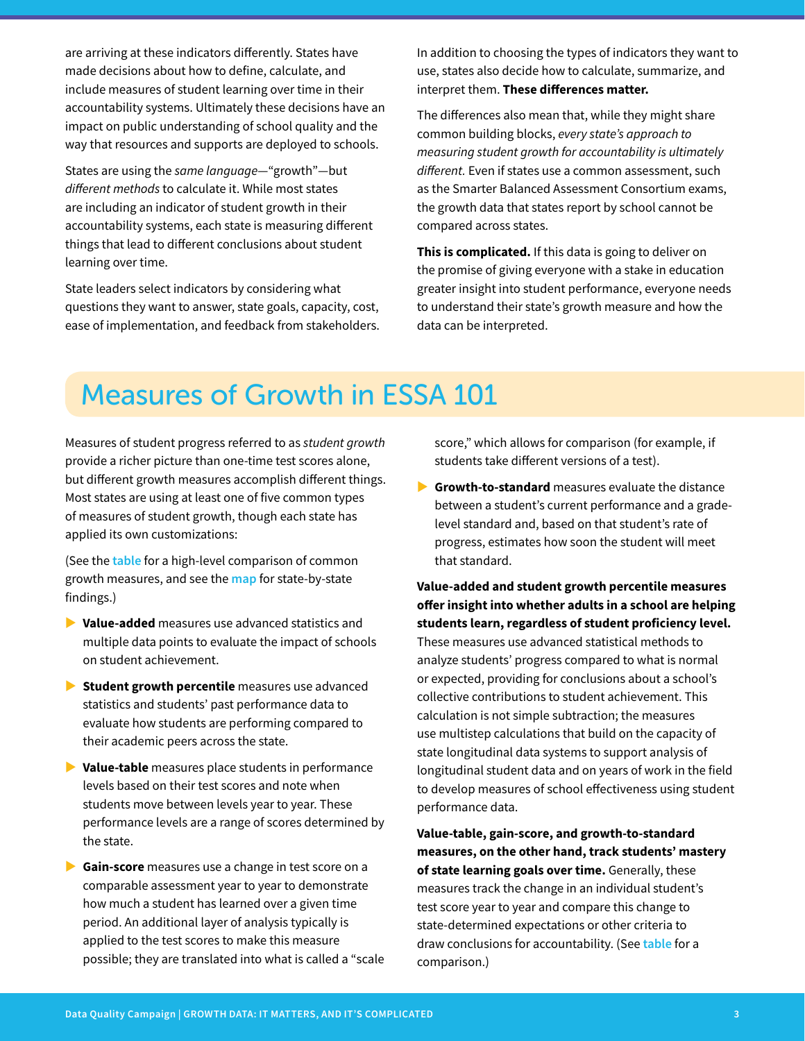are arriving at these indicators differently. States have made decisions about how to define, calculate, and include measures of student learning over time in their accountability systems. Ultimately these decisions have an impact on public understanding of school quality and the way that resources and supports are deployed to schools.

States are using the *same language*—"growth"—but *different methods* to calculate it. While most states are including an indicator of student growth in their accountability systems, each state is measuring different things that lead to different conclusions about student learning over time.

State leaders select indicators by considering what questions they want to answer, state goals, capacity, cost, ease of implementation, and feedback from stakeholders.

In addition to choosing the types of indicators they want to use, states also decide how to calculate, summarize, and interpret them. **These differences matter.**

The differences also mean that, while they might share common building blocks, *every state's approach to measuring student growth for accountability is ultimately different.* Even if states use a common assessment, such as the Smarter Balanced Assessment Consortium exams, the growth data that states report by school cannot be compared across states.

**This is complicated.** If this data is going to deliver on the promise of giving everyone with a stake in education greater insight into student performance, everyone needs to understand their state's growth measure and how the data can be interpreted.

## Measures of Growth in ESSA 101

Measures of student progress referred to as *student growth* provide a richer picture than one-time test scores alone, but different growth measures accomplish different things. Most states are using at least one of five common types of measures of student growth, though each state has applied its own customizations:

(See the table for a high-level comparison of common growth measures, and see the map for state-by-state findings.)

- **Value-added** measures use advanced statistics and multiple data points to evaluate the impact of schools on student achievement.
- **Student growth percentile** measures use advanced statistics and students' past performance data to evaluate how students are performing compared to their academic peers across the state.
- **Value-table** measures place students in performance levels based on their test scores and note when students move between levels year to year. These performance levels are a range of scores determined by the state.
- **Gain-score** measures use a change in test score on a comparable assessment year to year to demonstrate how much a student has learned over a given time period. An additional layer of analysis typically is applied to the test scores to make this measure possible; they are translated into what is called a "scale score," which allows for comparison (for example, if students take different versions of a test).
- **Growth-to-standard** measures evaluate the distance between a student's current performance and a grade-level standard and, based on that student's rate of progress, estimates how soon the student will meet that standard.

**Value-added and student growth percentile measures offer insight into whether adults in a school are helping students learn, regardless of student proficiency level.** These measures use advanced statistical methods to analyze students' progress compared to what is normal or expected, providing for conclusions about a school's collective contributions to student achievement. This calculation is not simple subtraction; the measures use multistep calculations that build on the capacity of state longitudinal data systems to support analysis of longitudinal student data and on years of work in the field to develop measures of school effectiveness using student performance data.

**Value-table, gain-score, and growth-to-standard measures, on the other hand, track students' mastery of state learning goals over time.** Generally, these measures track the change in an individual student's test score year to year and compare this change to state-determined expectations or other criteria to draw conclusions for accountability. (See table for a comparison.)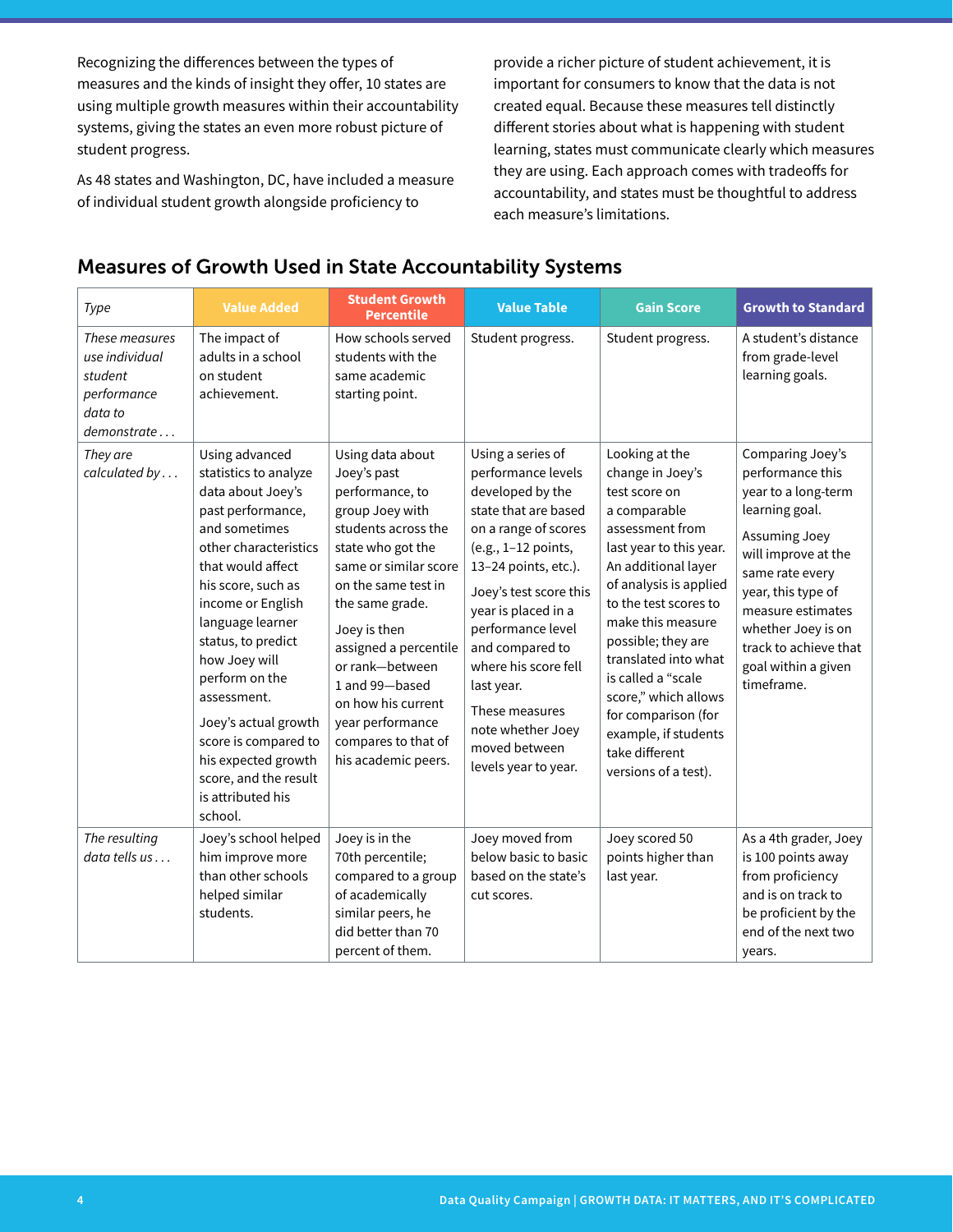Recognizing the differences between the types of measures and the kinds of insight they offer, 10 states are using multiple growth measures within their accountability systems, giving the states an even more robust picture of student progress.

As 48 states and Washington, DC, have included a measure of individual student growth alongside proficiency to provide a richer picture of student achievement, it is important for consumers to know that the data is not created equal. Because these measures tell distinctly different stories about what is happening with student learning, states must communicate clearly which measures they are using. Each approach comes with tradeoffs for accountability, and states must be thoughtful to address each measure's limitations.

## Measures of Growth Used in State Accountability Systems

| *Type* | Value Added | Student Growth Percentile | Value Table | Gain Score | Growth to Standard |
|---|---|---|---|---|---|
| *These measures use individual student performance data to demonstrate . . .* | The impact of adults in a school on student achievement. | How schools served students with the same academic starting point. | Student progress. | Student progress. | A student's distance from grade-level learning goals. |
| *They are calculated by . . .* | Using advanced statistics to analyze data about Joey's past performance, and sometimes other characteristics that would affect his score, such as income or English language learner status, to predict how Joey will perform on the assessment. Joey's actual growth score is compared to his expected growth score, and the result is attributed his school. | Using data about Joey's past performance, to group Joey with students across the state who got the same or similar score on the same test in the same grade. Joey is then assigned a percentile or rank—between 1 and 99—based on how his current year performance compares to that of his academic peers. | Using a series of performance levels developed by the state that are based on a range of scores (e.g., 1–12 points, 13–24 points, etc.). Joey's test score this year is placed in a performance level and compared to where his score fell last year. These measures note whether Joey moved between levels year to year. | Looking at the change in Joey's test score on a comparable assessment from last year to this year. An additional layer of analysis is applied to the test scores to make this measure possible; they are translated into what is called a "scale score," which allows for comparison (for example, if students take different versions of a test). | Comparing Joey's performance this year to a long-term learning goal. Assuming Joey will improve at the same rate every year, this type of measure estimates whether Joey is on track to achieve that goal within a given timeframe. |
| *The resulting data tells us . . .* | Joey's school helped him improve more than other schools helped similar students. | Joey is in the 70th percentile; compared to a group of academically similar peers, he did better than 70 percent of them. | Joey moved from below basic to basic based on the state's cut scores. | Joey scored 50 points higher than last year. | As a 4th grader, Joey is 100 points away from proficiency and is on track to be proficient by the end of the next two years. |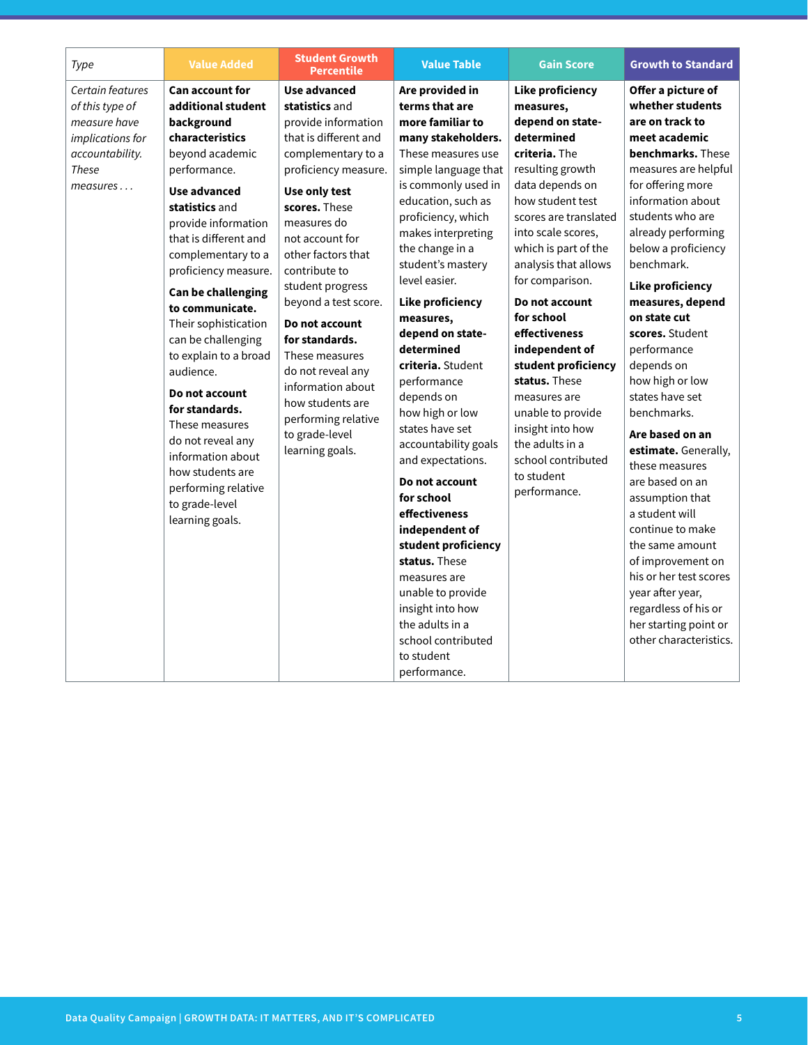| *Type* | Value Added | Student Growth Percentile | Value Table | Gain Score | Growth to Standard |
|---|---|---|---|---|---|
| *Certain features of this type of measure have implications for accountability. These measures . . .* | **Can account for additional student background characteristics** beyond academic performance.<br><br>**Use advanced statistics** and provide information that is different and complementary to a proficiency measure.<br><br>**Can be challenging to communicate.** Their sophistication can be challenging to explain to a broad audience.<br><br>**Do not account for standards.** These measures do not reveal any information about how students are performing relative to grade-level learning goals. | **Use advanced statistics** and provide information that is different and complementary to a proficiency measure.<br><br>**Use only test scores.** These measures do not account for other factors that contribute to student progress beyond a test score.<br><br>**Do not account for standards.** These measures do not reveal any information about how students are performing relative to grade-level learning goals. | **Are provided in terms that are more familiar to many stakeholders.** These measures use simple language that is commonly used in education, such as proficiency, which makes interpreting the change in a student's mastery level easier.<br><br>**Like proficiency measures, depend on state-determined criteria.** Student performance depends on how high or low states have set accountability goals and expectations.<br><br>**Do not account for school effectiveness independent of student proficiency status.** These measures are unable to provide insight into how the adults in a school contributed to student performance. | **Like proficiency measures, depend on state-determined criteria.** The resulting growth data depends on how student test scores are translated into scale scores, which is part of the analysis that allows for comparison.<br><br>**Do not account for school effectiveness independent of student proficiency status.** These measures are unable to provide insight into how the adults in a school contributed to student performance. | **Offer a picture of whether students are on track to meet academic benchmarks.** These measures are helpful for offering more information about students who are already performing below a proficiency benchmark.<br><br>**Like proficiency measures, depend on state cut scores.** Student performance depends on how high or low states have set benchmarks.<br><br>**Are based on an estimate.** Generally, these measures are based on an assumption that a student will continue to make the same amount of improvement on his or her test scores year after year, regardless of his or her starting point or other characteristics. |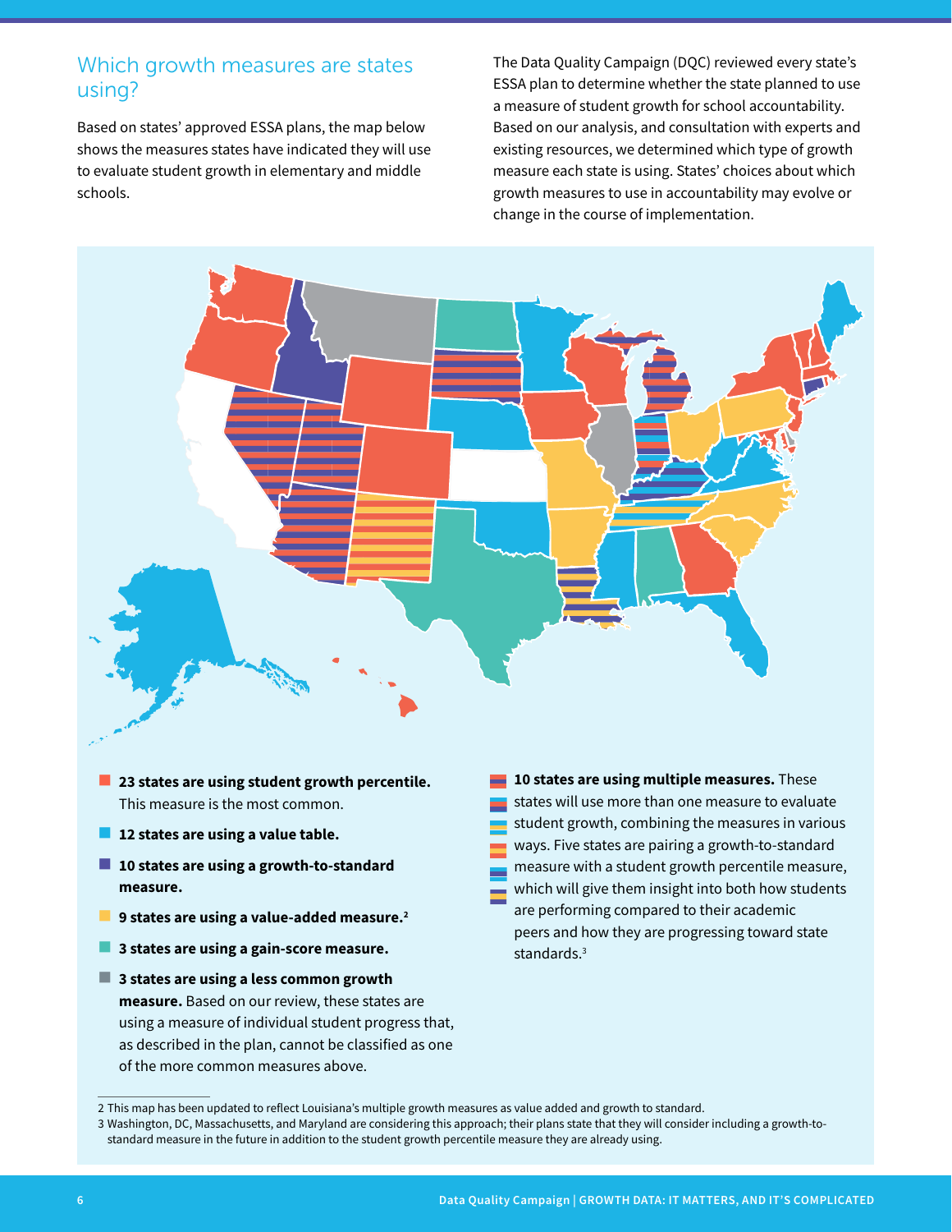## Which growth measures are states using?

Based on states' approved ESSA plans, the map below shows the measures states have indicated they will use to evaluate student growth in elementary and middle schools.

The Data Quality Campaign (DQC) reviewed every state's ESSA plan to determine whether the state planned to use a measure of student growth for school accountability. Based on our analysis, and consultation with experts and existing resources, we determined which type of growth measure each state is using. States' choices about which growth measures to use in accountability may evolve or change in the course of implementation.

- **23 states are using student growth percentile.** This measure is the most common.
- **12 states are using a value table.**
- **10 states are using a growth-to-standard measure.**
- **9 states are using a value-added measure.**[2]
- **3 states are using a gain-score measure.**
- **3 states are using a less common growth measure.** Based on our review, these states are using a measure of individual student progress that, as described in the plan, cannot be classified as one of the more common measures above.
- **10 states are using multiple measures.** These states will use more than one measure to evaluate student growth, combining the measures in various ways. Five states are pairing a growth-to-standard measure with a student growth percentile measure, which will give them insight into both how students are performing compared to their academic peers and how they are progressing toward state standards.[3]

2 This map has been updated to reflect Louisiana's multiple growth measures as value added and growth to standard.

3 Washington, DC, Massachusetts, and Maryland are considering this approach; their plans state that they will consider including a growth-to-standard measure in the future in addition to the student growth percentile measure they are already using.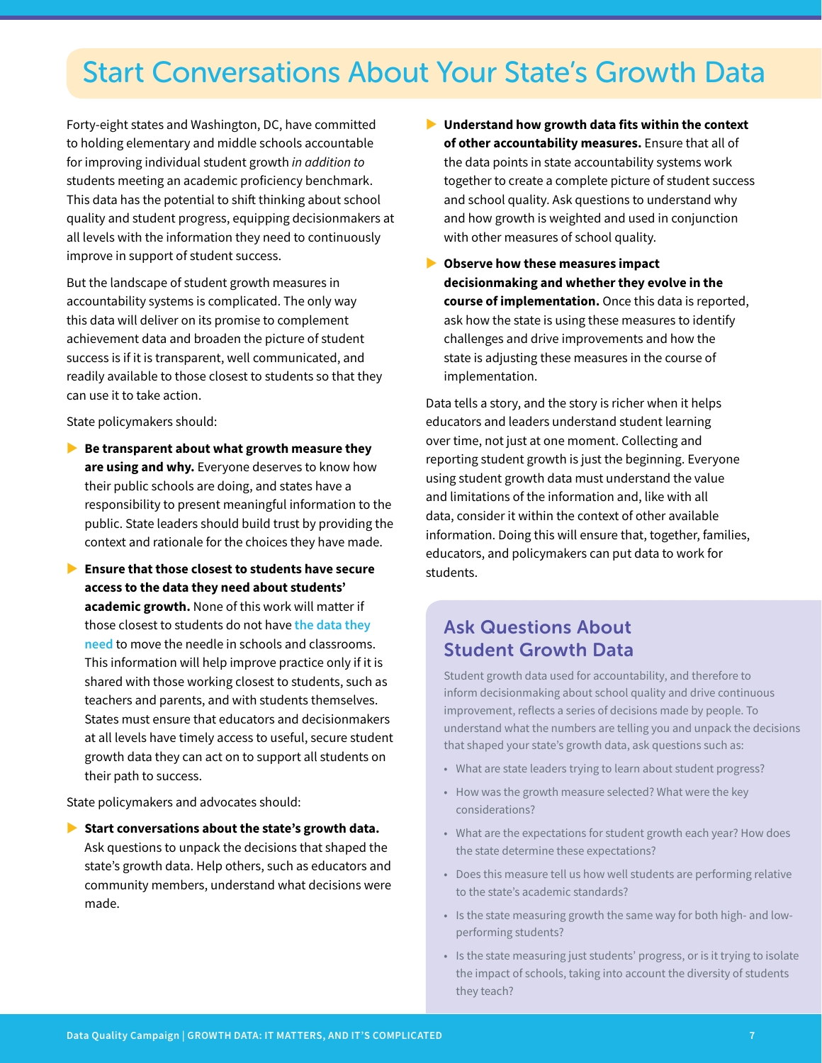# Start Conversations About Your State's Growth Data

Forty-eight states and Washington, DC, have committed to holding elementary and middle schools accountable for improving individual student growth *in addition to* students meeting an academic proficiency benchmark. This data has the potential to shift thinking about school quality and student progress, equipping decisionmakers at all levels with the information they need to continuously improve in support of student success.

But the landscape of student growth measures in accountability systems is complicated. The only way this data will deliver on its promise to complement achievement data and broaden the picture of student success is if it is transparent, well communicated, and readily available to those closest to students so that they can use it to take action.

State policymakers should:

- **Be transparent about what growth measure they are using and why.** Everyone deserves to know how their public schools are doing, and states have a responsibility to present meaningful information to the public. State leaders should build trust by providing the context and rationale for the choices they have made.
- **Ensure that those closest to students have secure access to the data they need about students' academic growth.** None of this work will matter if those closest to students do not have the data they need to move the needle in schools and classrooms. This information will help improve practice only if it is shared with those working closest to students, such as teachers and parents, and with students themselves. States must ensure that educators and decisionmakers at all levels have timely access to useful, secure student growth data they can act on to support all students on their path to success.

State policymakers and advocates should:

- **Start conversations about the state's growth data.** Ask questions to unpack the decisions that shaped the state's growth data. Help others, such as educators and community members, understand what decisions were made.
- **Understand how growth data fits within the context of other accountability measures.** Ensure that all of the data points in state accountability systems work together to create a complete picture of student success and school quality. Ask questions to understand why and how growth is weighted and used in conjunction with other measures of school quality.
- **Observe how these measures impact decisionmaking and whether they evolve in the course of implementation.** Once this data is reported, ask how the state is using these measures to identify challenges and drive improvements and how the state is adjusting these measures in the course of implementation.

Data tells a story, and the story is richer when it helps educators and leaders understand student learning over time, not just at one moment. Collecting and reporting student growth is just the beginning. Everyone using student growth data must understand the value and limitations of the information and, like with all data, consider it within the context of other available information. Doing this will ensure that, together, families, educators, and policymakers can put data to work for students.

## Ask Questions About Student Growth Data

Student growth data used for accountability, and therefore to inform decisionmaking about school quality and drive continuous improvement, reflects a series of decisions made by people. To understand what the numbers are telling you and unpack the decisions that shaped your state's growth data, ask questions such as:

- What are state leaders trying to learn about student progress?
- How was the growth measure selected? What were the key considerations?
- What are the expectations for student growth each year? How does the state determine these expectations?
- Does this measure tell us how well students are performing relative to the state's academic standards?
- Is the state measuring growth the same way for both high- and low-performing students?
- Is the state measuring just students' progress, or is it trying to isolate the impact of schools, taking into account the diversity of students they teach?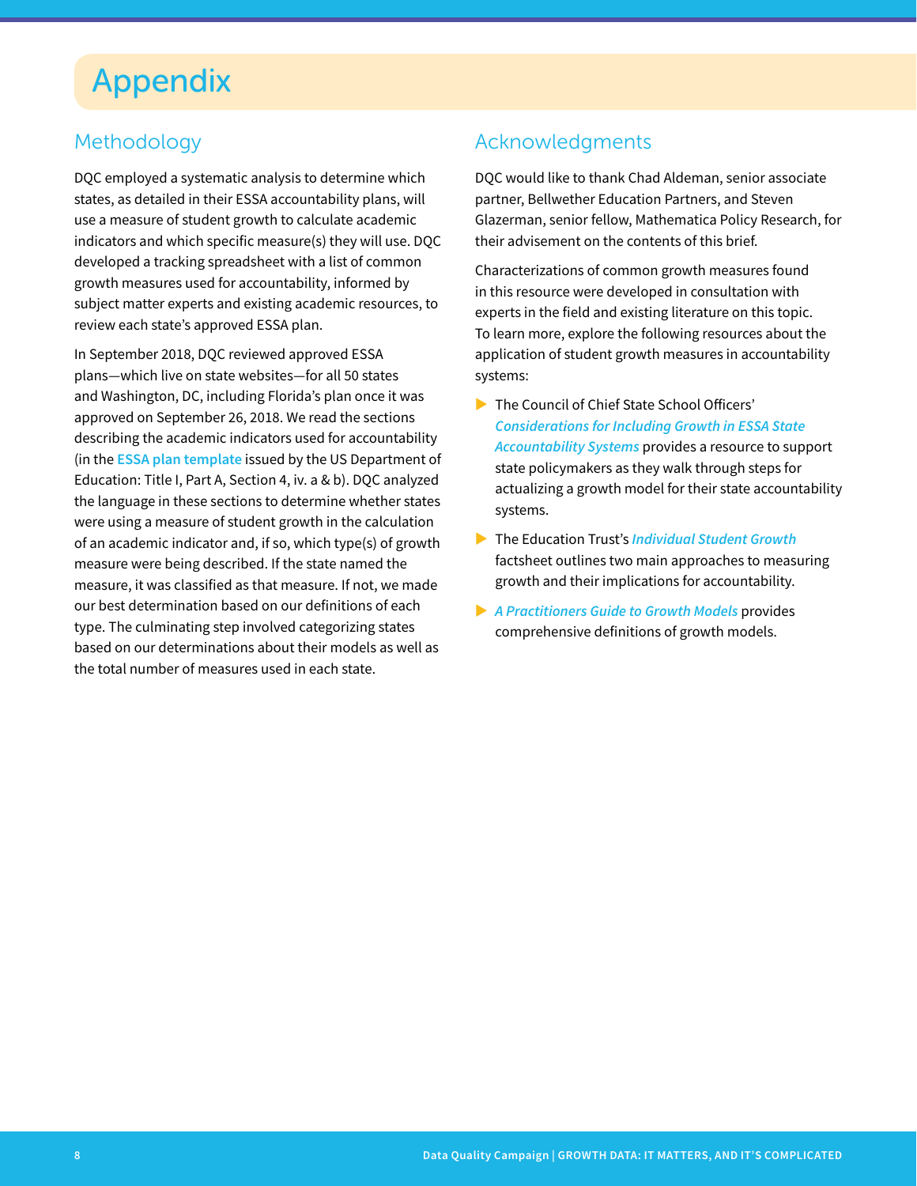# Appendix

## Methodology

DQC employed a systematic analysis to determine which states, as detailed in their ESSA accountability plans, will use a measure of student growth to calculate academic indicators and which specific measure(s) they will use. DQC developed a tracking spreadsheet with a list of common growth measures used for accountability, informed by subject matter experts and existing academic resources, to review each state's approved ESSA plan.

In September 2018, DQC reviewed approved ESSA plans—which live on state websites—for all 50 states and Washington, DC, including Florida's plan once it was approved on September 26, 2018. We read the sections describing the academic indicators used for accountability (in the **ESSA plan template** issued by the US Department of Education: Title I, Part A, Section 4, iv. a & b). DQC analyzed the language in these sections to determine whether states were using a measure of student growth in the calculation of an academic indicator and, if so, which type(s) of growth measure were being described. If the state named the measure, it was classified as that measure. If not, we made our best determination based on our definitions of each type. The culminating step involved categorizing states based on our determinations about their models as well as the total number of measures used in each state.

## Acknowledgments

DQC would like to thank Chad Aldeman, senior associate partner, Bellwether Education Partners, and Steven Glazerman, senior fellow, Mathematica Policy Research, for their advisement on the contents of this brief.

Characterizations of common growth measures found in this resource were developed in consultation with experts in the field and existing literature on this topic. To learn more, explore the following resources about the application of student growth measures in accountability systems:

- The Council of Chief State School Officers' ***Considerations for Including Growth in ESSA State Accountability Systems*** provides a resource to support state policymakers as they walk through steps for actualizing a growth model for their state accountability systems.
- The Education Trust's ***Individual Student Growth*** factsheet outlines two main approaches to measuring growth and their implications for accountability.
- ***A Practitioners Guide to Growth Models*** provides comprehensive definitions of growth models.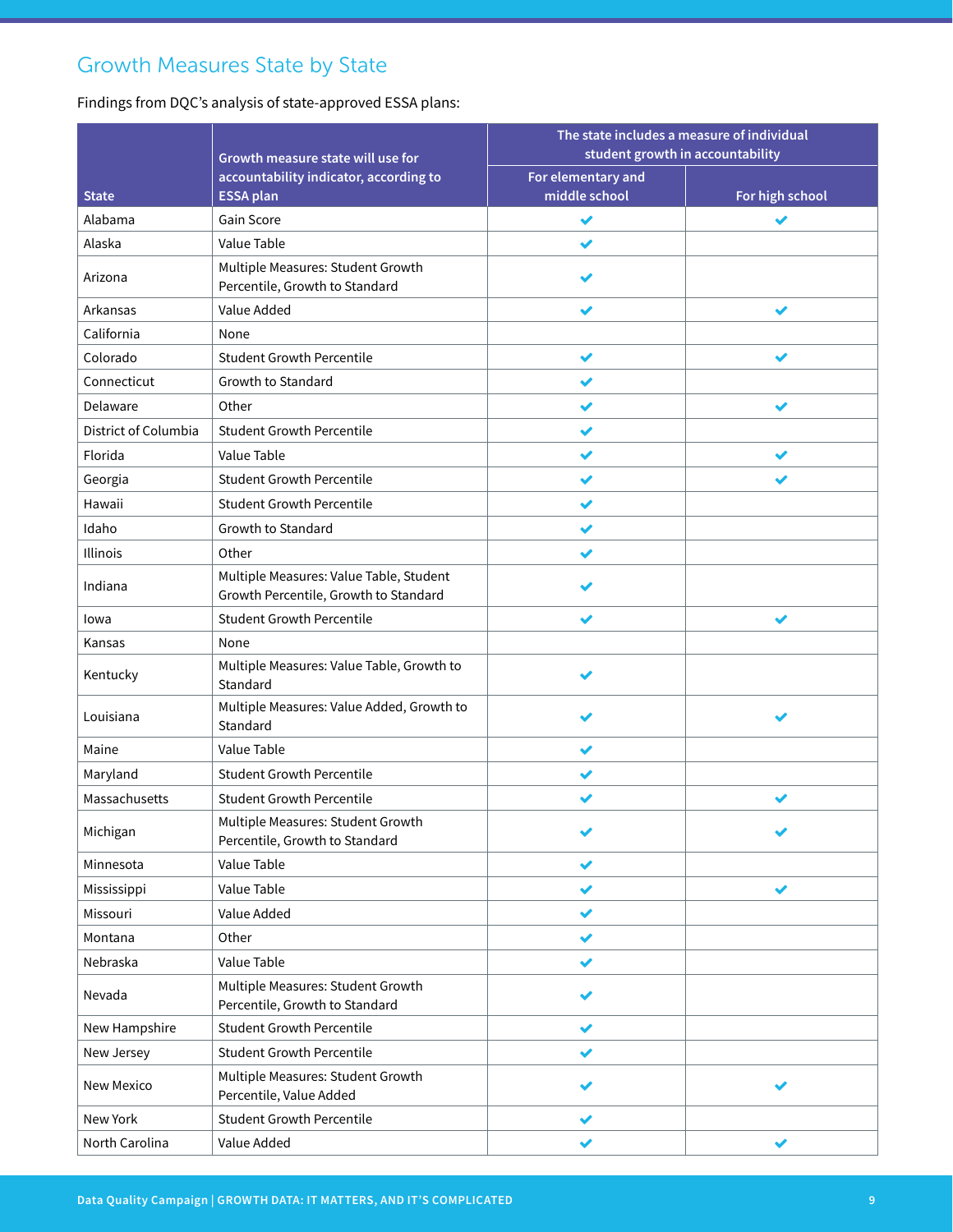## Growth Measures State by State

Findings from DQC's analysis of state-approved ESSA plans:

| State | Growth measure state will use for accountability indicator, according to ESSA plan | The state includes a measure of individual student growth in accountability | |
|---|---|---|---|
| | | For elementary and middle school | For high school |
| Alabama | Gain Score | ✔ | ✔ |
| Alaska | Value Table | ✔ | |
| Arizona | Multiple Measures: Student Growth Percentile, Growth to Standard | ✔ | |
| Arkansas | Value Added | ✔ | ✔ |
| California | None | | |
| Colorado | Student Growth Percentile | ✔ | ✔ |
| Connecticut | Growth to Standard | ✔ | |
| Delaware | Other | ✔ | ✔ |
| District of Columbia | Student Growth Percentile | ✔ | |
| Florida | Value Table | ✔ | ✔ |
| Georgia | Student Growth Percentile | ✔ | ✔ |
| Hawaii | Student Growth Percentile | ✔ | |
| Idaho | Growth to Standard | ✔ | |
| Illinois | Other | ✔ | |
| Indiana | Multiple Measures: Value Table, Student Growth Percentile, Growth to Standard | ✔ | |
| Iowa | Student Growth Percentile | ✔ | ✔ |
| Kansas | None | | |
| Kentucky | Multiple Measures: Value Table, Growth to Standard | ✔ | |
| Louisiana | Multiple Measures: Value Added, Growth to Standard | ✔ | ✔ |
| Maine | Value Table | ✔ | |
| Maryland | Student Growth Percentile | ✔ | |
| Massachusetts | Student Growth Percentile | ✔ | ✔ |
| Michigan | Multiple Measures: Student Growth Percentile, Growth to Standard | ✔ | ✔ |
| Minnesota | Value Table | ✔ | |
| Mississippi | Value Table | ✔ | ✔ |
| Missouri | Value Added | ✔ | |
| Montana | Other | ✔ | |
| Nebraska | Value Table | ✔ | |
| Nevada | Multiple Measures: Student Growth Percentile, Growth to Standard | ✔ | |
| New Hampshire | Student Growth Percentile | ✔ | |
| New Jersey | Student Growth Percentile | ✔ | |
| New Mexico | Multiple Measures: Student Growth Percentile, Value Added | ✔ | ✔ |
| New York | Student Growth Percentile | ✔ | |
| North Carolina | Value Added | ✔ | ✔ |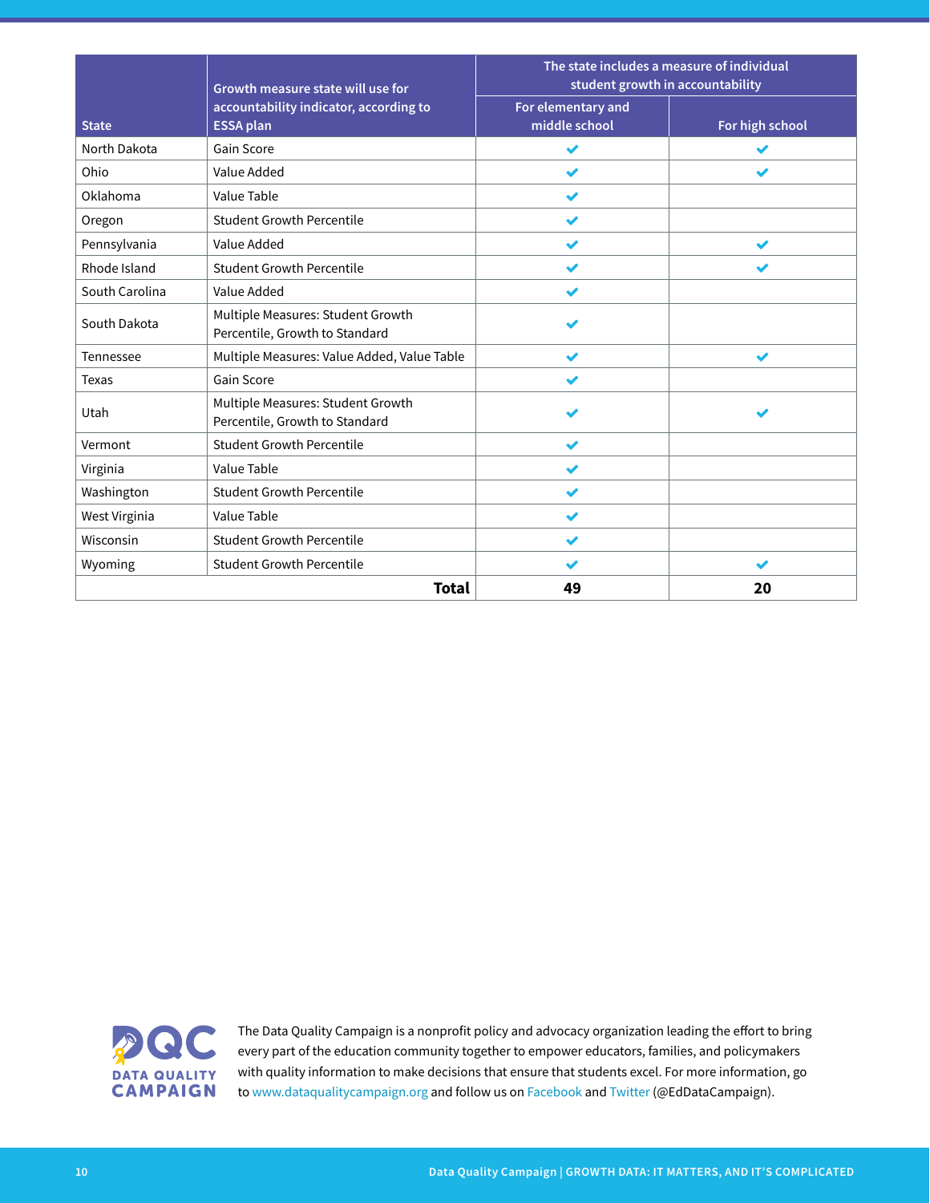| State | Growth measure state will use for accountability indicator, according to ESSA plan | The state includes a measure of individual student growth in accountability | |
|---|---|---|---|
| | | For elementary and middle school | For high school |
| North Dakota | Gain Score | ✔ | ✔ |
| Ohio | Value Added | ✔ | ✔ |
| Oklahoma | Value Table | ✔ | |
| Oregon | Student Growth Percentile | ✔ | |
| Pennsylvania | Value Added | ✔ | ✔ |
| Rhode Island | Student Growth Percentile | ✔ | ✔ |
| South Carolina | Value Added | ✔ | |
| South Dakota | Multiple Measures: Student Growth Percentile, Growth to Standard | ✔ | |
| Tennessee | Multiple Measures: Value Added, Value Table | ✔ | ✔ |
| Texas | Gain Score | ✔ | |
| Utah | Multiple Measures: Student Growth Percentile, Growth to Standard | ✔ | ✔ |
| Vermont | Student Growth Percentile | ✔ | |
| Virginia | Value Table | ✔ | |
| Washington | Student Growth Percentile | ✔ | |
| West Virginia | Value Table | ✔ | |
| Wisconsin | Student Growth Percentile | ✔ | |
| Wyoming | Student Growth Percentile | ✔ | ✔ |
| | **Total** | **49** | **20** |

DQC DATA QUALITY CAMPAIGN

The Data Quality Campaign is a nonprofit policy and advocacy organization leading the effort to bring every part of the education community together to empower educators, families, and policymakers with quality information to make decisions that ensure that students excel. For more information, go to www.dataqualitycampaign.org and follow us on Facebook and Twitter (@EdDataCampaign).